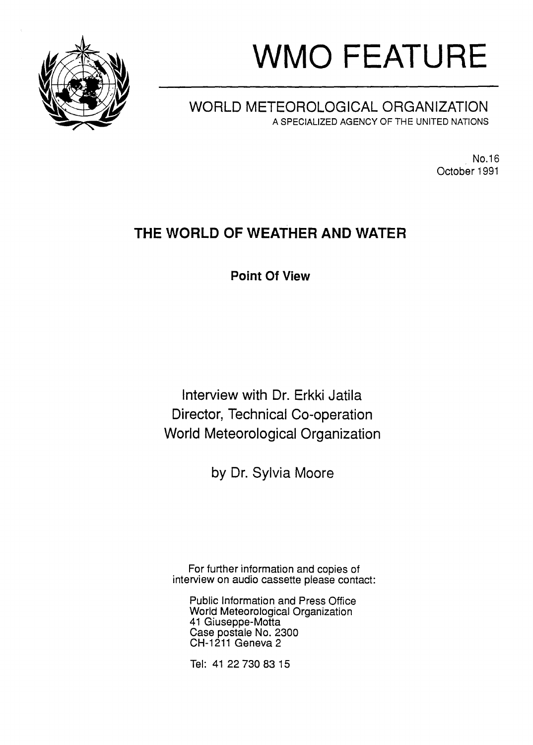# WMO FEATURE

## WORLD METEOROLOGICAL ORGANIZATION

A SPECIALIZED AGENCY OF THE UNITED NATIONS

No.16
October 1991

## THE WORLD OF WEATHER AND WATER

**Point Of View**

Interview with Dr. Erkki Jatila
Director, Technical Co-operation
World Meteorological Organization

by Dr. Sylvia Moore

For further information and copies of interview on audio cassette please contact:

Public Information and Press Office
World Meteorological Organization
41 Giuseppe-Motta
Case postale No. 2300
CH-1211 Geneva 2

Tel: 41 22 730 83 15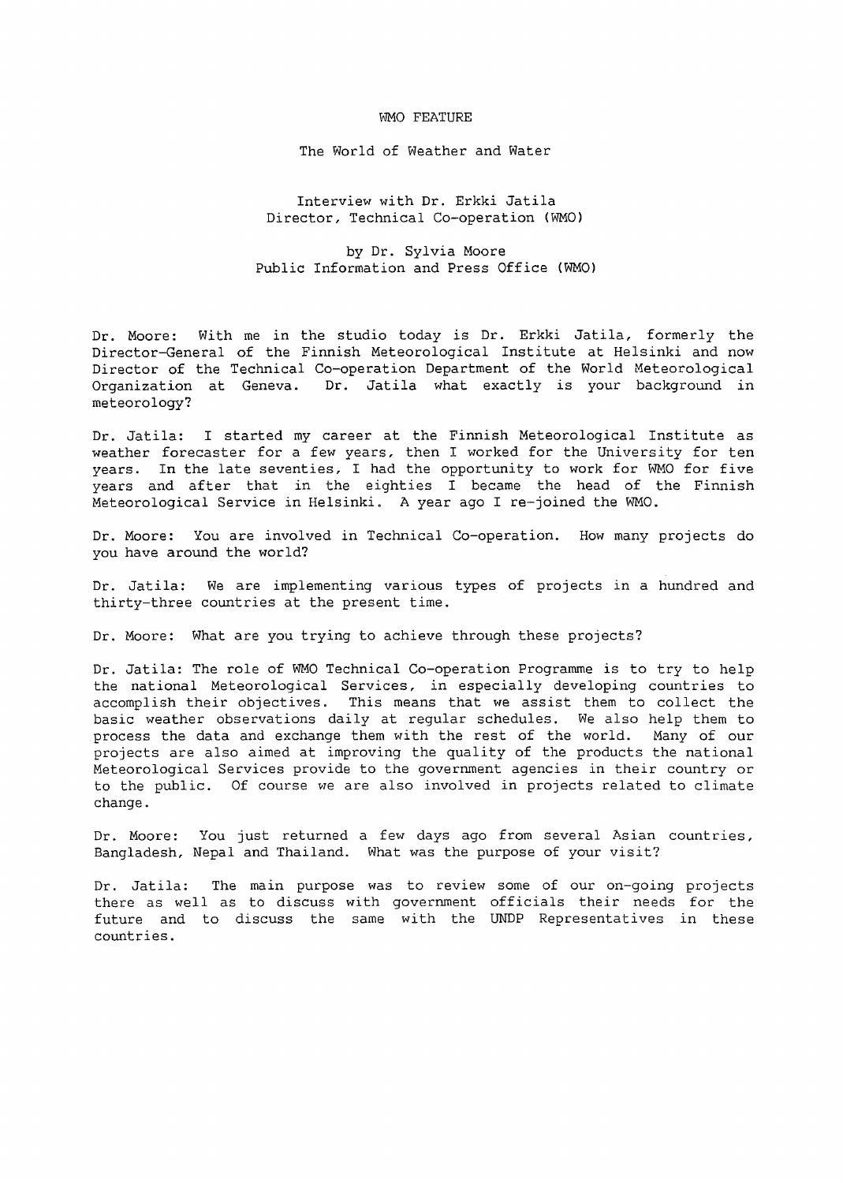WMO FEATURE

The World of Weather and Water

Interview with Dr. Erkki Jatila
Director, Technical Co-operation (WMO)

by Dr. Sylvia Moore
Public Information and Press Office (WMO)

Dr. Moore: With me in the studio today is Dr. Erkki Jatila, formerly the Director-General of the Finnish Meteorological Institute at Helsinki and now Director of the Technical Co-operation Department of the World Meteorological Organization at Geneva. Dr. Jatila what exactly is your background in meteorology?

Dr. Jatila: I started my career at the Finnish Meteorological Institute as weather forecaster for a few years, then I worked for the University for ten years. In the late seventies, I had the opportunity to work for WMO for five years and after that in the eighties I became the head of the Finnish Meteorological Service in Helsinki. A year ago I re-joined the WMO.

Dr. Moore: You are involved in Technical Co-operation. How many projects do you have around the world?

Dr. Jatila: We are implementing various types of projects in a hundred and thirty-three countries at the present time.

Dr. Moore: What are you trying to achieve through these projects?

Dr. Jatila: The role of WMO Technical Co-operation Programme is to try to help the national Meteorological Services, in especially developing countries to accomplish their objectives. This means that we assist them to collect the basic weather observations daily at regular schedules. We also help them to process the data and exchange them with the rest of the world. Many of our projects are also aimed at improving the quality of the products the national Meteorological Services provide to the government agencies in their country or to the public. Of course we are also involved in projects related to climate change.

Dr. Moore: You just returned a few days ago from several Asian countries, Bangladesh, Nepal and Thailand. What was the purpose of your visit?

Dr. Jatila: The main purpose was to review some of our on-going projects there as well as to discuss with government officials their needs for the future and to discuss the same with the UNDP Representatives in these countries.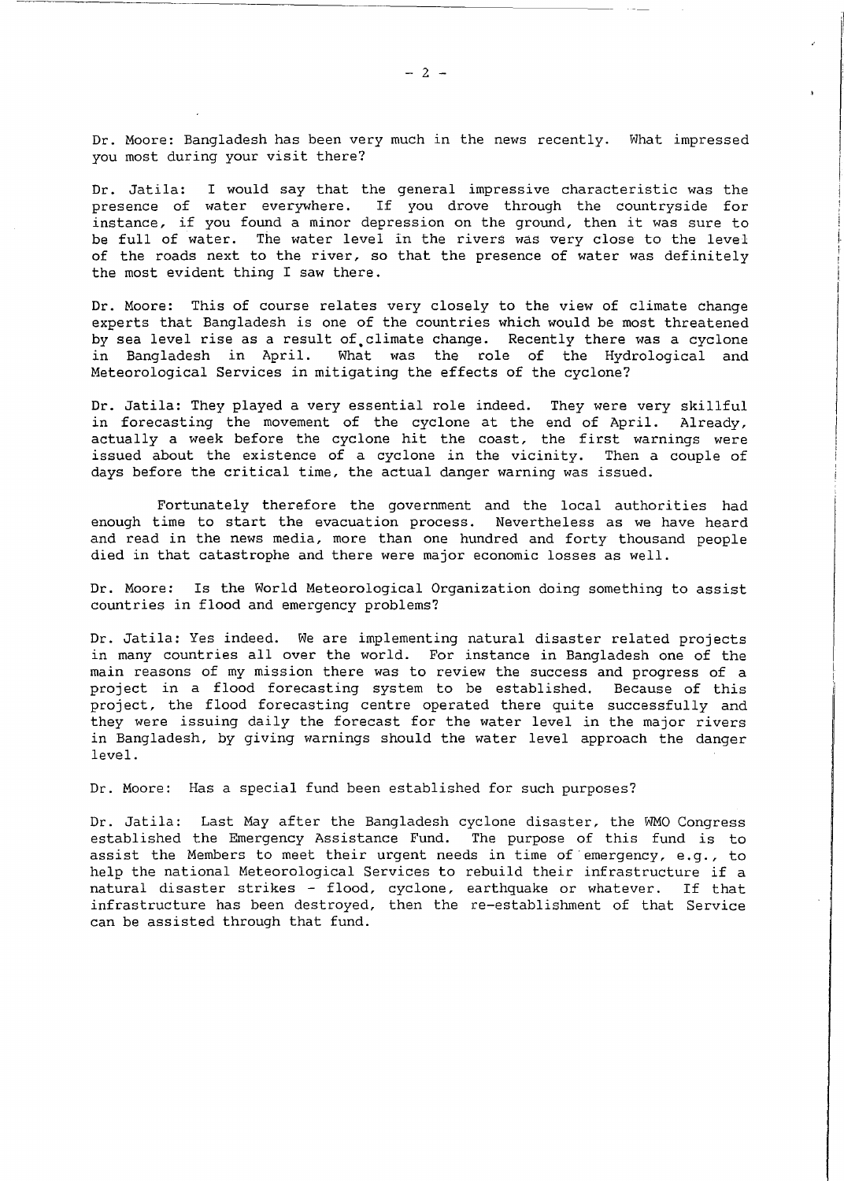Dr. Moore: Bangladesh has been very much in the news recently. What impressed you most during your visit there?

Dr. Jatila: I would say that the general impressive characteristic was the presence of water everywhere. If you drove through the countryside for instance, if you found a minor depression on the ground, then it was sure to be full of water. The water level in the rivers was very close to the level of the roads next to the river, so that the presence of water was definitely the most evident thing I saw there.

Dr. Moore: This of course relates very closely to the view of climate change experts that Bangladesh is one of the countries which would be most threatened by sea level rise as a result of climate change. Recently there was a cyclone in Bangladesh in April. What was the role of the Hydrological and Meteorological Services in mitigating the effects of the cyclone?

Dr. Jatila: They played a very essential role indeed. They were very skillful in forecasting the movement of the cyclone at the end of April. Already, actually a week before the cyclone hit the coast, the first warnings were issued about the existence of a cyclone in the vicinity. Then a couple of days before the critical time, the actual danger warning was issued.

Fortunately therefore the government and the local authorities had enough time to start the evacuation process. Nevertheless as we have heard and read in the news media, more than one hundred and forty thousand people died in that catastrophe and there were major economic losses as well.

Dr. Moore: Is the World Meteorological Organization doing something to assist countries in flood and emergency problems?

Dr. Jatila: Yes indeed. We are implementing natural disaster related projects in many countries all over the world. For instance in Bangladesh one of the main reasons of my mission there was to review the success and progress of a project in a flood forecasting system to be established. Because of this project, the flood forecasting centre operated there quite successfully and they were issuing daily the forecast for the water level in the major rivers in Bangladesh, by giving warnings should the water level approach the danger level.

Dr. Moore: Has a special fund been established for such purposes?

Dr. Jatila: Last May after the Bangladesh cyclone disaster, the WMO Congress established the Emergency Assistance Fund. The purpose of this fund is to assist the Members to meet their urgent needs in time of emergency, e.g., to help the national Meteorological Services to rebuild their infrastructure if a natural disaster strikes - flood, cyclone, earthquake or whatever. If that infrastructure has been destroyed, then the re-establishment of that Service can be assisted through that fund.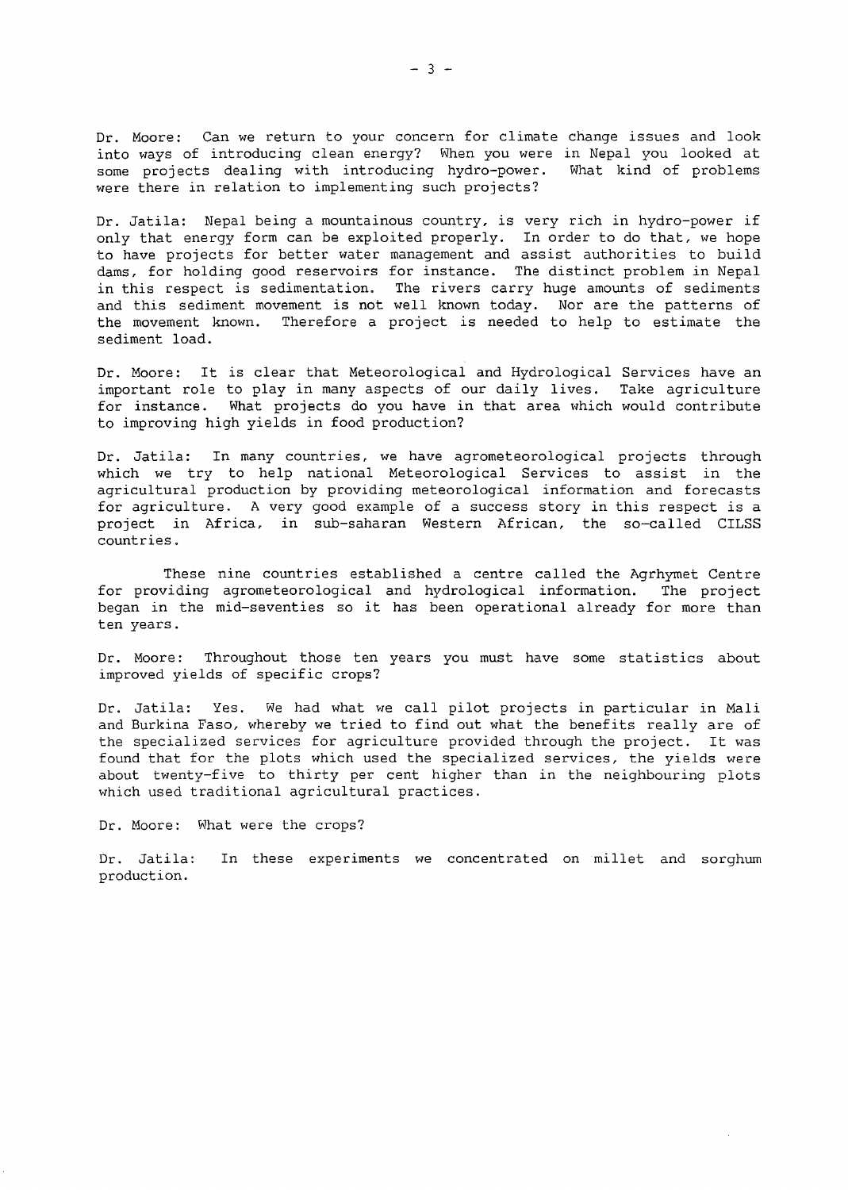Dr. Moore: Can we return to your concern for climate change issues and look into ways of introducing clean energy? When you were in Nepal you looked at some projects dealing with introducing hydro-power. What kind of problems were there in relation to implementing such projects?

Dr. Jatila: Nepal being a mountainous country, is very rich in hydro-power if only that energy form can be exploited properly. In order to do that, we hope to have projects for better water management and assist authorities to build dams, for holding good reservoirs for instance. The distinct problem in Nepal in this respect is sedimentation. The rivers carry huge amounts of sediments and this sediment movement is not well known today. Nor are the patterns of the movement known. Therefore a project is needed to help to estimate the sediment load.

Dr. Moore: It is clear that Meteorological and Hydrological Services have an important role to play in many aspects of our daily lives. Take agriculture for instance. What projects do you have in that area which would contribute to improving high yields in food production?

Dr. Jatila: In many countries, we have agrometeorological projects through which we try to help national Meteorological Services to assist in the agricultural production by providing meteorological information and forecasts for agriculture. A very good example of a success story in this respect is a project in Africa, in sub-saharan Western African, the so-called CILSS countries.

These nine countries established a centre called the Agrhymet Centre for providing agrometeorological and hydrological information. The project began in the mid-seventies so it has been operational already for more than ten years.

Dr. Moore: Throughout those ten years you must have some statistics about improved yields of specific crops?

Dr. Jatila: Yes. We had what we call pilot projects in particular in Mali and Burkina Faso, whereby we tried to find out what the benefits really are of the specialized services for agriculture provided through the project. It was found that for the plots which used the specialized services, the yields were about twenty-five to thirty per cent higher than in the neighbouring plots which used traditional agricultural practices.

Dr. Moore: What were the crops?

Dr. Jatila: In these experiments we concentrated on millet and sorghum production.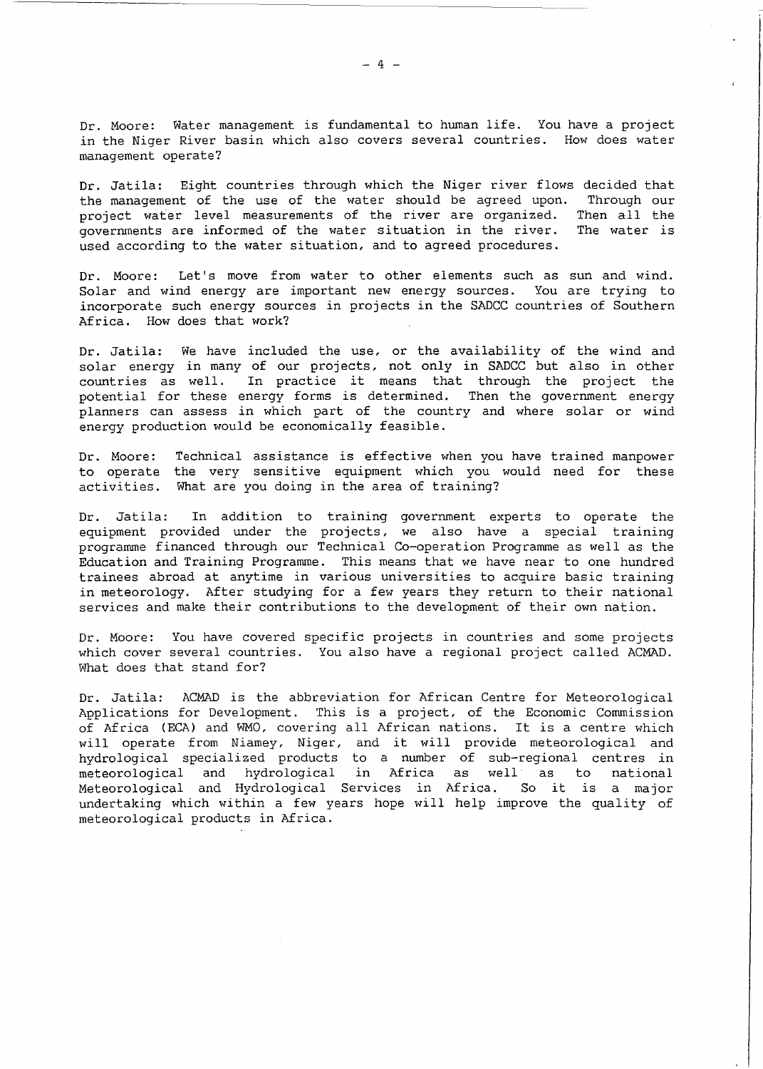Dr. Moore: Water management is fundamental to human life. You have a project in the Niger River basin which also covers several countries. How does water management operate?

Dr. Jatila: Eight countries through which the Niger river flows decided that the management of the use of the water should be agreed upon. Through our project water level measurements of the river are organized. Then all the governments are informed of the water situation in the river. The water is used according to the water situation, and to agreed procedures.

Dr. Moore: Let's move from water to other elements such as sun and wind. Solar and wind energy are important new energy sources. You are trying to incorporate such energy sources in projects in the SADCC countries of Southern Africa. How does that work?

Dr. Jatila: We have included the use, or the availability of the wind and solar energy in many of our projects, not only in SADCC but also in other countries as well. In practice it means that through the project the potential for these energy forms is determined. Then the government energy planners can assess in which part of the country and where solar or wind energy production would be economically feasible.

Dr. Moore: Technical assistance is effective when you have trained manpower to operate the very sensitive equipment which you would need for these activities. What are you doing in the area of training?

Dr. Jatila: In addition to training government experts to operate the equipment provided under the projects, we also have a special training programme financed through our Technical Co-operation Programme as well as the Education and Training Programme. This means that we have near to one hundred trainees abroad at anytime in various universities to acquire basic training in meteorology. After studying for a few years they return to their national services and make their contributions to the development of their own nation.

Dr. Moore: You have covered specific projects in countries and some projects which cover several countries. You also have a regional project called ACMAD. What does that stand for?

Dr. Jatila: ACMAD is the abbreviation for African Centre for Meteorological Applications for Development. This is a project, of the Economic Commission of Africa (ECA) and WMO, covering all African nations. It is a centre which will operate from Niamey, Niger, and it will provide meteorological and hydrological specialized products to a number of sub-regional centres in meteorological and hydrological in Africa as well as to national Meteorological and Hydrological Services in Africa. So it is a major undertaking which within a few years hope will help improve the quality of meteorological products in Africa.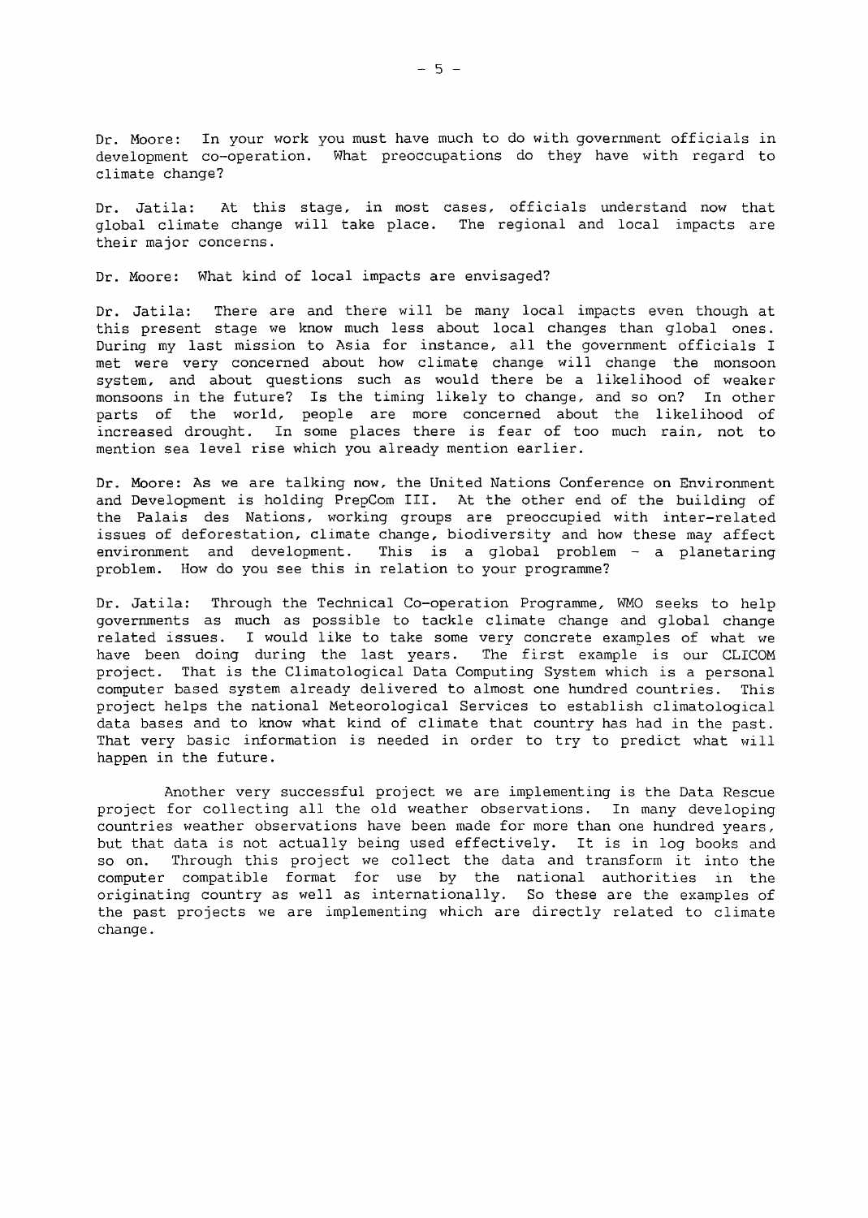Dr. Moore: In your work you must have much to do with government officials in development co-operation. What preoccupations do they have with regard to climate change?

Dr. Jatila: At this stage, in most cases, officials understand now that global climate change will take place. The regional and local impacts are their major concerns.

Dr. Moore: What kind of local impacts are envisaged?

Dr. Jatila: There are and there will be many local impacts even though at this present stage we know much less about local changes than global ones. During my last mission to Asia for instance, all the government officials I met were very concerned about how climate change will change the monsoon system, and about questions such as would there be a likelihood of weaker monsoons in the future? Is the timing likely to change, and so on? In other parts of the world, people are more concerned about the likelihood of increased drought. In some places there is fear of too much rain, not to mention sea level rise which you already mention earlier.

Dr. Moore: As we are talking now, the United Nations Conference on Environment and Development is holding PrepCom III. At the other end of the building of the Palais des Nations, working groups are preoccupied with inter-related issues of deforestation, climate change, biodiversity and how these may affect environment and development. This is a global problem - a planetaring problem. How do you see this in relation to your programme?

Dr. Jatila: Through the Technical Co-operation Programme, WMO seeks to help governments as much as possible to tackle climate change and global change related issues. I would like to take some very concrete examples of what we have been doing during the last years. The first example is our CLICOM project. That is the Climatological Data Computing System which is a personal computer based system already delivered to almost one hundred countries. This project helps the national Meteorological Services to establish climatological data bases and to know what kind of climate that country has had in the past. That very basic information is needed in order to try to predict what will happen in the future.

Another very successful project we are implementing is the Data Rescue project for collecting all the old weather observations. In many developing countries weather observations have been made for more than one hundred years, but that data is not actually being used effectively. It is in log books and so on. Through this project we collect the data and transform it into the computer compatible format for use by the national authorities in the originating country as well as internationally. So these are the examples of the past projects we are implementing which are directly related to climate change.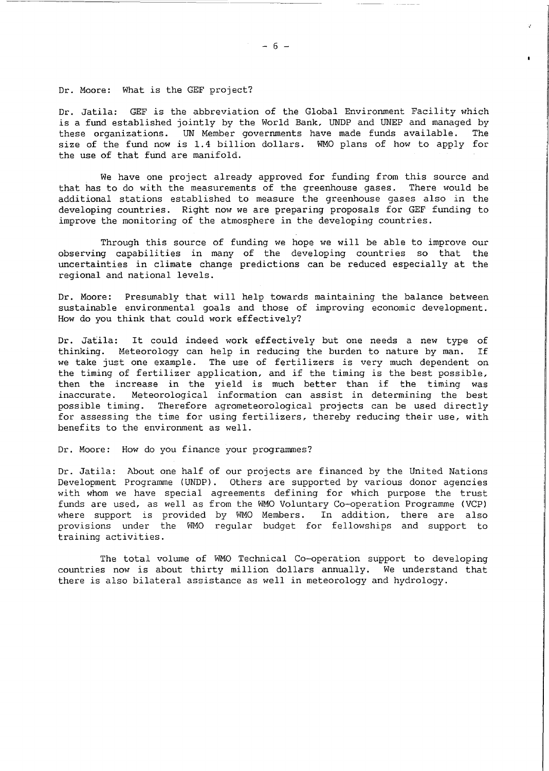Dr. Moore: What is the GEF project?

Dr. Jatila: GEF is the abbreviation of the Global Environment Facility which is a fund established jointly by the World Bank, UNDP and UNEP and managed by these organizations. UN Member governments have made funds available. The size of the fund now is 1.4 billion dollars. WMO plans of how to apply for the use of that fund are manifold.

We have one project already approved for funding from this source and that has to do with the measurements of the greenhouse gases. There would be additional stations established to measure the greenhouse gases also in the developing countries. Right now we are preparing proposals for GEF funding to improve the monitoring of the atmosphere in the developing countries.

Through this source of funding we hope we will be able to improve our observing capabilities in many of the developing countries so that the uncertainties in climate change predictions can be reduced especially at the regional and national levels.

Dr. Moore: Presumably that will help towards maintaining the balance between sustainable environmental goals and those of improving economic development. How do you think that could work effectively?

Dr. Jatila: It could indeed work effectively but one needs a new type of thinking. Meteorology can help in reducing the burden to nature by man. If we take just one example. The use of fertilizers is very much dependent on the timing of fertilizer application, and if the timing is the best possible, then the increase in the yield is much better than if the timing was inaccurate. Meteorological information can assist in determining the best possible timing. Therefore agrometeorological projects can be used directly for assessing the time for using fertilizers, thereby reducing their use, with benefits to the environment as well.

Dr. Moore: How do you finance your programmes?

Dr. Jatila: About one half of our projects are financed by the United Nations Development Programme (UNDP). Others are supported by various donor agencies with whom we have special agreements defining for which purpose the trust funds are used, as well as from the WMO Voluntary Co-operation Programme (VCP) where support is provided by WMO Members. In addition, there are also provisions under the WMO regular budget for fellowships and support to training activities.

The total volume of WMO Technical Co-operation support to developing countries now is about thirty million dollars annually. We understand that there is also bilateral assistance as well in meteorology and hydrology.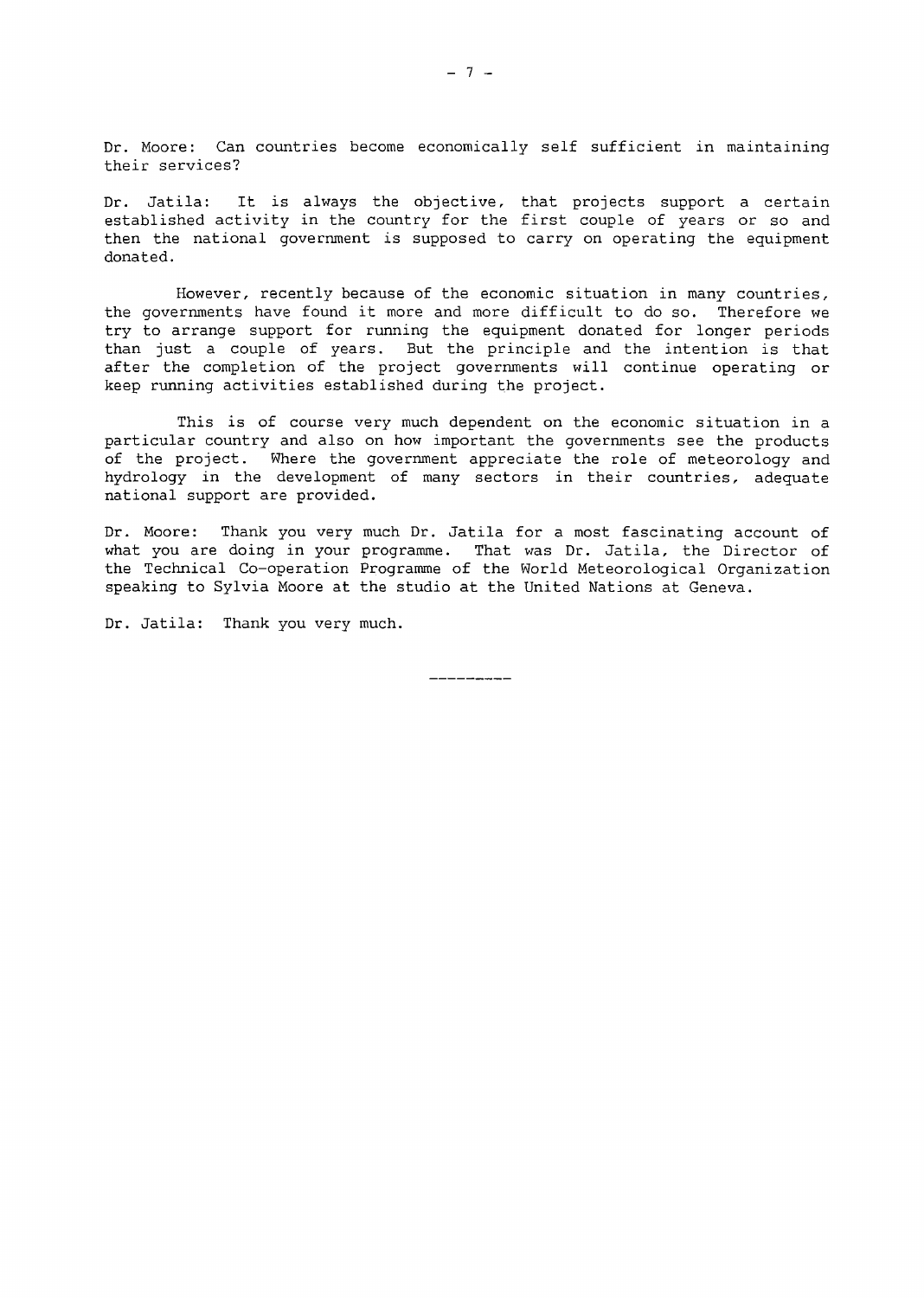Dr. Moore: Can countries become economically self sufficient in maintaining their services?

Dr. Jatila: It is always the objective, that projects support a certain established activity in the country for the first couple of years or so and then the national government is supposed to carry on operating the equipment donated.

However, recently because of the economic situation in many countries, the governments have found it more and more difficult to do so. Therefore we try to arrange support for running the equipment donated for longer periods than just a couple of years. But the principle and the intention is that after the completion of the project governments will continue operating or keep running activities established during the project.

This is of course very much dependent on the economic situation in a particular country and also on how important the governments see the products of the project. Where the government appreciate the role of meteorology and hydrology in the development of many sectors in their countries, adequate national support are provided.

Dr. Moore: Thank you very much Dr. Jatila for a most fascinating account of what you are doing in your programme. That was Dr. Jatila, the Director of the Technical Co-operation Programme of the World Meteorological Organization speaking to Sylvia Moore at the studio at the United Nations at Geneva.

Dr. Jatila: Thank you very much.

---------